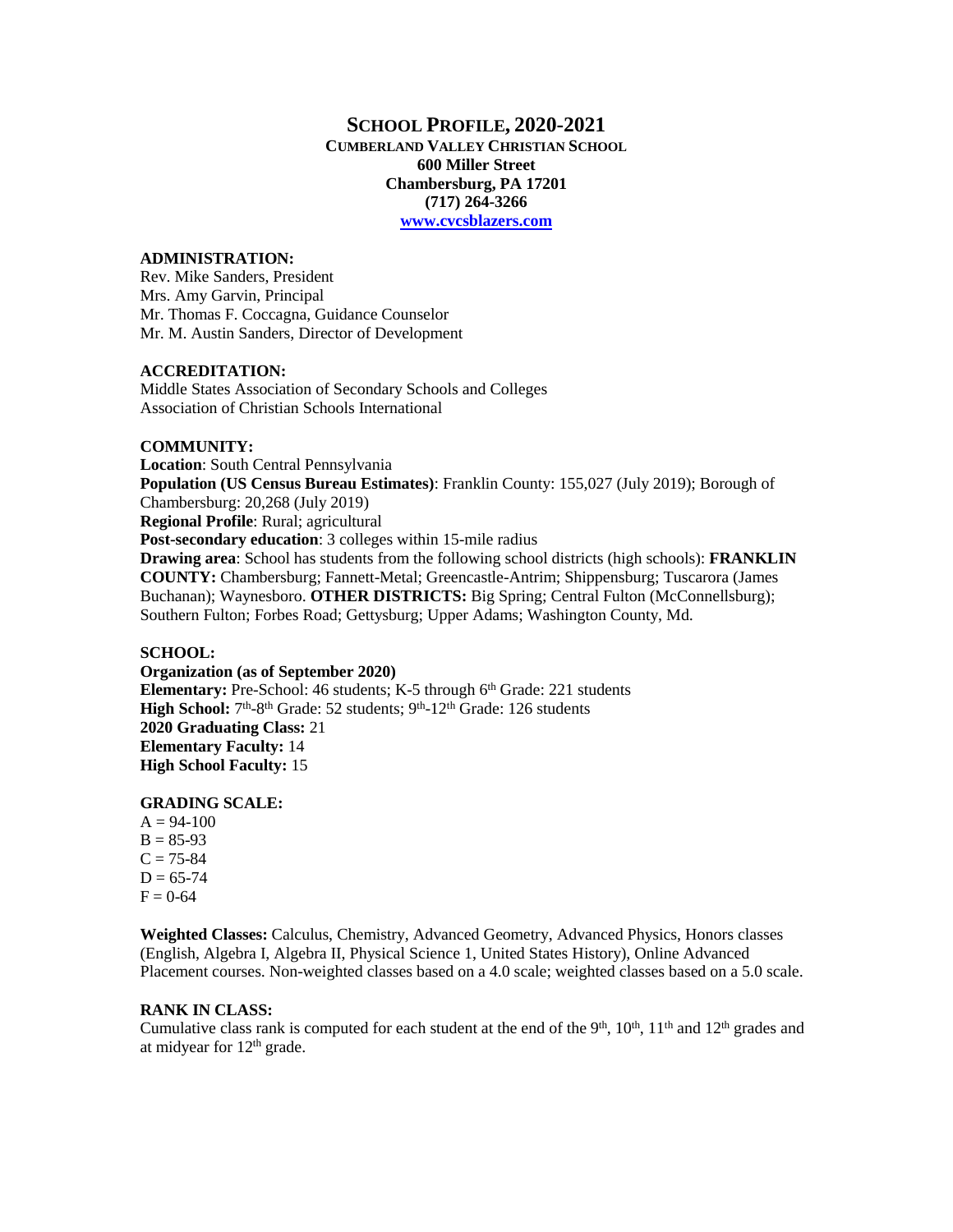# SCHOOL PROFILE, 2020-2021

**CUMBERLAND VALLEY CHRISTIAN SCHOOL**
**600 Miller Street**
**Chambersburg, PA 17201**
**(717) 264-3266**
**www.cvcsblazers.com**

### ADMINISTRATION:

Rev. Mike Sanders, President
Mrs. Amy Garvin, Principal
Mr. Thomas F. Coccagna, Guidance Counselor
Mr. M. Austin Sanders, Director of Development

### ACCREDITATION:

Middle States Association of Secondary Schools and Colleges
Association of Christian Schools International

### COMMUNITY:

**Location**: South Central Pennsylvania
**Population (US Census Bureau Estimates)**: Franklin County: 155,027 (July 2019); Borough of Chambersburg: 20,268 (July 2019)
**Regional Profile**: Rural; agricultural
**Post-secondary education**: 3 colleges within 15-mile radius
**Drawing area**: School has students from the following school districts (high schools): **FRANKLIN COUNTY:** Chambersburg; Fannett-Metal; Greencastle-Antrim; Shippensburg; Tuscarora (James Buchanan); Waynesboro. **OTHER DISTRICTS:** Big Spring; Central Fulton (McConnellsburg); Southern Fulton; Forbes Road; Gettysburg; Upper Adams; Washington County, Md.

### SCHOOL:

**Organization (as of September 2020)**
**Elementary:** Pre-School: 46 students; K-5 through 6th Grade: 221 students
**High School:** 7th-8th Grade: 52 students; 9th-12th Grade: 126 students
**2020 Graduating Class:** 21
**Elementary Faculty:** 14
**High School Faculty:** 15

### GRADING SCALE:

A = 94-100
B = 85-93
C = 75-84
D = 65-74
F = 0-64

**Weighted Classes:** Calculus, Chemistry, Advanced Geometry, Advanced Physics, Honors classes (English, Algebra I, Algebra II, Physical Science 1, United States History), Online Advanced Placement courses. Non-weighted classes based on a 4.0 scale; weighted classes based on a 5.0 scale.

### RANK IN CLASS:

Cumulative class rank is computed for each student at the end of the 9th, 10th, 11th and 12th grades and at midyear for 12th grade.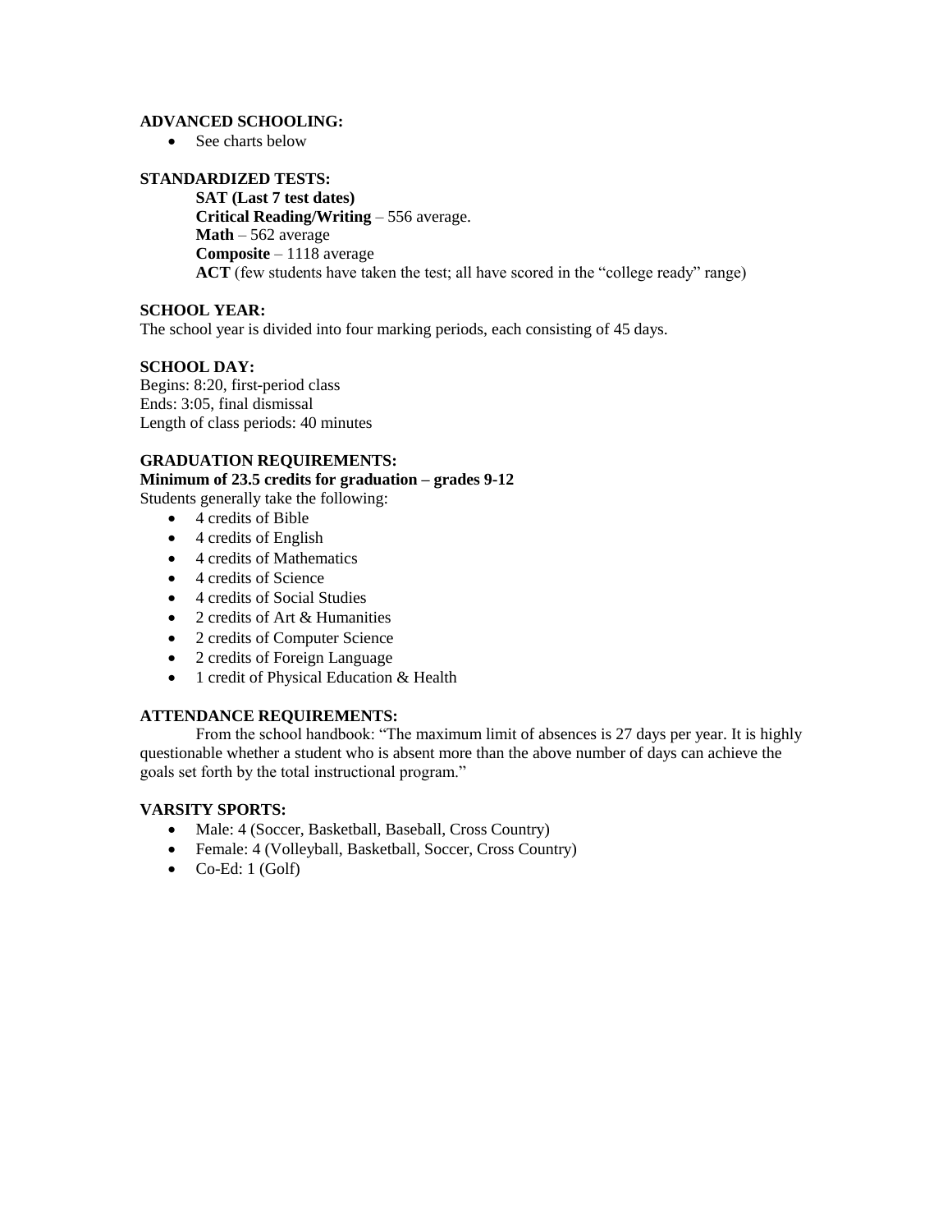**ADVANCED SCHOOLING:**

- See charts below

**STANDARDIZED TESTS:**

**SAT (Last 7 test dates)**
**Critical Reading/Writing** – 556 average.
**Math** – 562 average
**Composite** – 1118 average
**ACT** (few students have taken the test; all have scored in the "college ready" range)

**SCHOOL YEAR:**

The school year is divided into four marking periods, each consisting of 45 days.

**SCHOOL DAY:**

Begins: 8:20, first-period class
Ends: 3:05, final dismissal
Length of class periods: 40 minutes

**GRADUATION REQUIREMENTS:**

**Minimum of 23.5 credits for graduation – grades 9-12**

Students generally take the following:

- 4 credits of Bible
- 4 credits of English
- 4 credits of Mathematics
- 4 credits of Science
- 4 credits of Social Studies
- 2 credits of Art & Humanities
- 2 credits of Computer Science
- 2 credits of Foreign Language
- 1 credit of Physical Education & Health

**ATTENDANCE REQUIREMENTS:**

From the school handbook: "The maximum limit of absences is 27 days per year. It is highly questionable whether a student who is absent more than the above number of days can achieve the goals set forth by the total instructional program."

**VARSITY SPORTS:**

- Male: 4 (Soccer, Basketball, Baseball, Cross Country)
- Female: 4 (Volleyball, Basketball, Soccer, Cross Country)
- Co-Ed: 1 (Golf)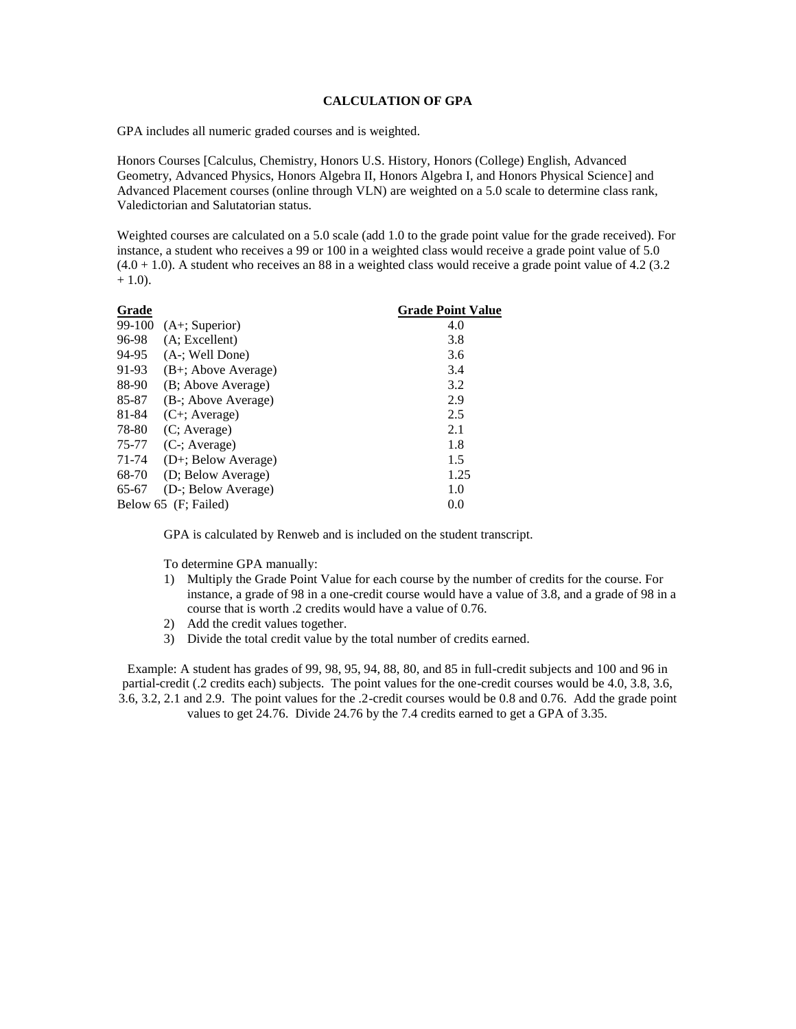# CALCULATION OF GPA

GPA includes all numeric graded courses and is weighted.

Honors Courses [Calculus, Chemistry, Honors U.S. History, Honors (College) English, Advanced Geometry, Advanced Physics, Honors Algebra II, Honors Algebra I, and Honors Physical Science] and Advanced Placement courses (online through VLN) are weighted on a 5.0 scale to determine class rank, Valedictorian and Salutatorian status.

Weighted courses are calculated on a 5.0 scale (add 1.0 to the grade point value for the grade received). For instance, a student who receives a 99 or 100 in a weighted class would receive a grade point value of 5.0 (4.0 + 1.0). A student who receives an 88 in a weighted class would receive a grade point value of 4.2 (3.2 + 1.0).

| Grade | | Grade Point Value |
|---|---|---|
| 99-100 | (A+; Superior) | 4.0 |
| 96-98 | (A; Excellent) | 3.8 |
| 94-95 | (A-; Well Done) | 3.6 |
| 91-93 | (B+; Above Average) | 3.4 |
| 88-90 | (B; Above Average) | 3.2 |
| 85-87 | (B-; Above Average) | 2.9 |
| 81-84 | (C+; Average) | 2.5 |
| 78-80 | (C; Average) | 2.1 |
| 75-77 | (C-; Average) | 1.8 |
| 71-74 | (D+; Below Average) | 1.5 |
| 68-70 | (D; Below Average) | 1.25 |
| 65-67 | (D-; Below Average) | 1.0 |
| Below 65 | (F; Failed) | 0.0 |

GPA is calculated by Renweb and is included on the student transcript.

To determine GPA manually:

1) Multiply the Grade Point Value for each course by the number of credits for the course. For instance, a grade of 98 in a one-credit course would have a value of 3.8, and a grade of 98 in a course that is worth .2 credits would have a value of 0.76.
2) Add the credit values together.
3) Divide the total credit value by the total number of credits earned.

Example: A student has grades of 99, 98, 95, 94, 88, 80, and 85 in full-credit subjects and 100 and 96 in partial-credit (.2 credits each) subjects. The point values for the one-credit courses would be 4.0, 3.8, 3.6, 3.6, 3.2, 2.1 and 2.9. The point values for the .2-credit courses would be 0.8 and 0.76. Add the grade point values to get 24.76. Divide 24.76 by the 7.4 credits earned to get a GPA of 3.35.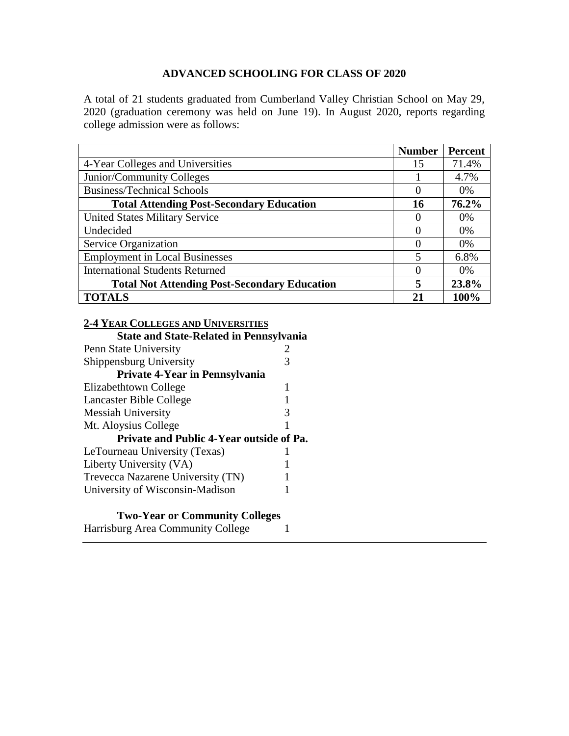## ADVANCED SCHOOLING FOR CLASS OF 2020

A total of 21 students graduated from Cumberland Valley Christian School on May 29, 2020 (graduation ceremony was held on June 19). In August 2020, reports regarding college admission were as follows:

| | Number | Percent |
|---|---|---|
| 4-Year Colleges and Universities | 15 | 71.4% |
| Junior/Community Colleges | 1 | 4.7% |
| Business/Technical Schools | 0 | 0% |
| **Total Attending Post-Secondary Education** | **16** | **76.2%** |
| United States Military Service | 0 | 0% |
| Undecided | 0 | 0% |
| Service Organization | 0 | 0% |
| Employment in Local Businesses | 5 | 6.8% |
| International Students Returned | 0 | 0% |
| **Total Not Attending Post-Secondary Education** | **5** | **23.8%** |
| **TOTALS** | **21** | **100%** |

### 2-4 YEAR COLLEGES AND UNIVERSITIES

**State and State-Related in Pennsylvania**

| | |
|---|---|
| Penn State University | 2 |
| Shippensburg University | 3 |

**Private 4-Year in Pennsylvania**

| | |
|---|---|
| Elizabethtown College | 1 |
| Lancaster Bible College | 1 |
| Messiah University | 3 |
| Mt. Aloysius College | 1 |

**Private and Public 4-Year outside of Pa.**

| | |
|---|---|
| LeTourneau University (Texas) | 1 |
| Liberty University (VA) | 1 |
| Trevecca Nazarene University (TN) | 1 |
| University of Wisconsin-Madison | 1 |

**Two-Year or Community Colleges**

| | |
|---|---|
| Harrisburg Area Community College | 1 |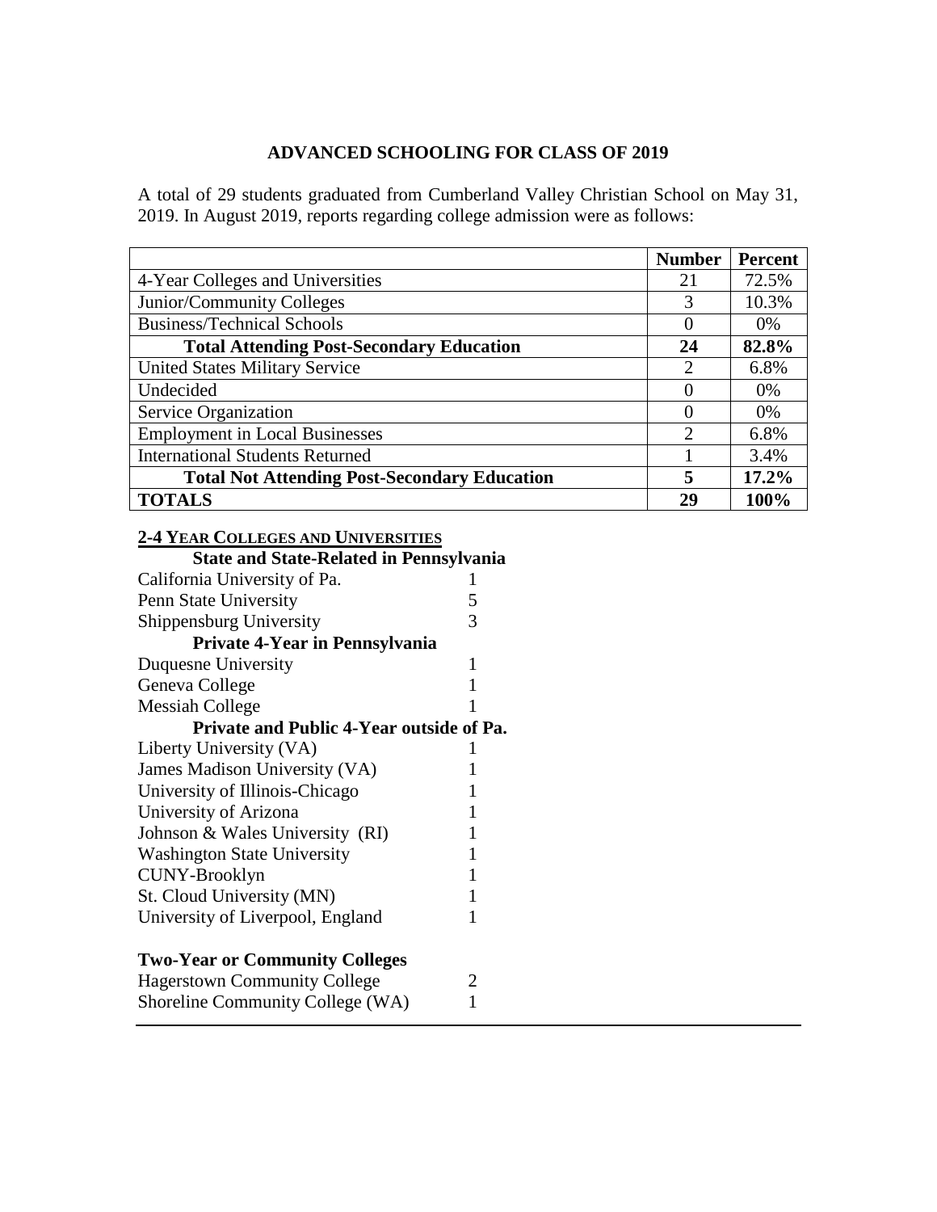## ADVANCED SCHOOLING FOR CLASS OF 2019

A total of 29 students graduated from Cumberland Valley Christian School on May 31, 2019. In August 2019, reports regarding college admission were as follows:

| | Number | Percent |
|---|---|---|
| 4-Year Colleges and Universities | 21 | 72.5% |
| Junior/Community Colleges | 3 | 10.3% |
| Business/Technical Schools | 0 | 0% |
| **Total Attending Post-Secondary Education** | **24** | **82.8%** |
| United States Military Service | 2 | 6.8% |
| Undecided | 0 | 0% |
| Service Organization | 0 | 0% |
| Employment in Local Businesses | 2 | 6.8% |
| International Students Returned | 1 | 3.4% |
| **Total Not Attending Post-Secondary Education** | **5** | **17.2%** |
| **TOTALS** | **29** | **100%** |

### 2-4 YEAR COLLEGES AND UNIVERSITIES

**State and State-Related in Pennsylvania**

| | |
|---|---|
| California University of Pa. | 1 |
| Penn State University | 5 |
| Shippensburg University | 3 |

**Private 4-Year in Pennsylvania**

| | |
|---|---|
| Duquesne University | 1 |
| Geneva College | 1 |
| Messiah College | 1 |

**Private and Public 4-Year outside of Pa.**

| | |
|---|---|
| Liberty University (VA) | 1 |
| James Madison University (VA) | 1 |
| University of Illinois-Chicago | 1 |
| University of Arizona | 1 |
| Johnson & Wales University (RI) | 1 |
| Washington State University | 1 |
| CUNY-Brooklyn | 1 |
| St. Cloud University (MN) | 1 |
| University of Liverpool, England | 1 |

**Two-Year or Community Colleges**

| | |
|---|---|
| Hagerstown Community College | 2 |
| Shoreline Community College (WA) | 1 |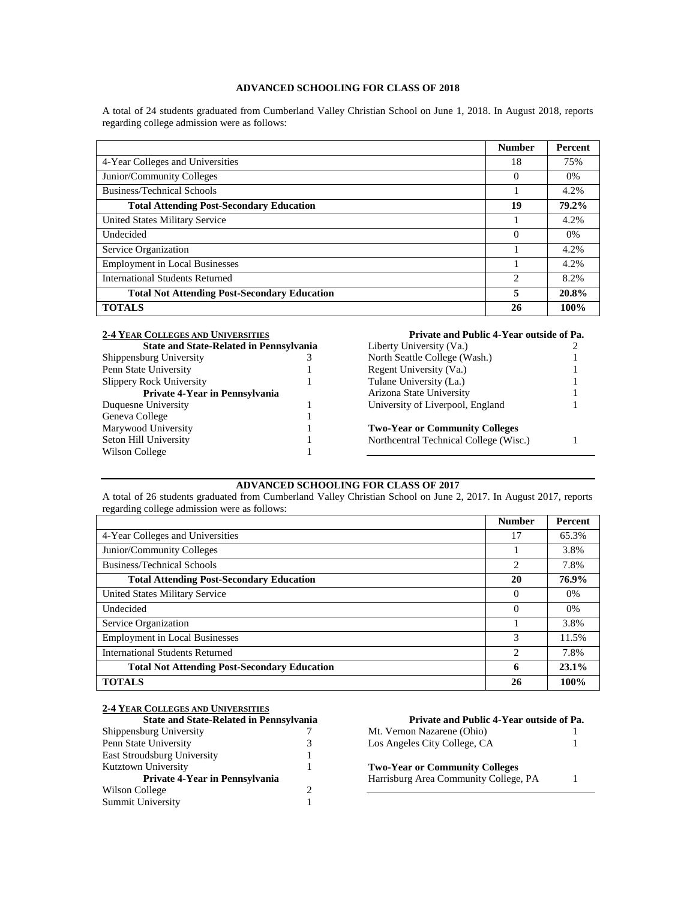## ADVANCED SCHOOLING FOR CLASS OF 2018

A total of 24 students graduated from Cumberland Valley Christian School on June 1, 2018. In August 2018, reports regarding college admission were as follows:

| | Number | Percent |
|---|---|---|
| 4-Year Colleges and Universities | 18 | 75% |
| Junior/Community Colleges | 0 | 0% |
| Business/Technical Schools | 1 | 4.2% |
| **Total Attending Post-Secondary Education** | **19** | **79.2%** |
| United States Military Service | 1 | 4.2% |
| Undecided | 0 | 0% |
| Service Organization | 1 | 4.2% |
| Employment in Local Businesses | 1 | 4.2% |
| International Students Returned | 2 | 8.2% |
| **Total Not Attending Post-Secondary Education** | **5** | **20.8%** |
| **TOTALS** | **26** | **100%** |

**2-4 YEAR COLLEGES AND UNIVERSITIES**

**State and State-Related in Pennsylvania**

| | |
|---|---|
| Shippensburg University | 3 |
| Penn State University | 1 |
| Slippery Rock University | 1 |

**Private 4-Year in Pennsylvania**

| | |
|---|---|
| Duquesne University | 1 |
| Geneva College | 1 |
| Marywood University | 1 |
| Seton Hill University | 1 |
| Wilson College | 1 |

**Private and Public 4-Year outside of Pa.**

| | |
|---|---|
| Liberty University (Va.) | 2 |
| North Seattle College (Wash.) | 1 |
| Regent University (Va.) | 1 |
| Tulane University (La.) | 1 |
| Arizona State University | 1 |
| University of Liverpool, England | 1 |

**Two-Year or Community Colleges**

| | |
|---|---|
| Northcentral Technical College (Wisc.) | 1 |

## ADVANCED SCHOOLING FOR CLASS OF 2017

A total of 26 students graduated from Cumberland Valley Christian School on June 2, 2017. In August 2017, reports regarding college admission were as follows:

| | Number | Percent |
|---|---|---|
| 4-Year Colleges and Universities | 17 | 65.3% |
| Junior/Community Colleges | 1 | 3.8% |
| Business/Technical Schools | 2 | 7.8% |
| **Total Attending Post-Secondary Education** | **20** | **76.9%** |
| United States Military Service | 0 | 0% |
| Undecided | 0 | 0% |
| Service Organization | 1 | 3.8% |
| Employment in Local Businesses | 3 | 11.5% |
| International Students Returned | 2 | 7.8% |
| **Total Not Attending Post-Secondary Education** | **6** | **23.1%** |
| **TOTALS** | **26** | **100%** |

**2-4 YEAR COLLEGES AND UNIVERSITIES**

**State and State-Related in Pennsylvania**

| | |
|---|---|
| Shippensburg University | 7 |
| Penn State University | 3 |
| East Stroudsburg University | 1 |
| Kutztown University | 1 |

**Private 4-Year in Pennsylvania**

| | |
|---|---|
| Wilson College | 2 |
| Summit University | 1 |

**Private and Public 4-Year outside of Pa.**

| | |
|---|---|
| Mt. Vernon Nazarene (Ohio) | 1 |
| Los Angeles City College, CA | 1 |

**Two-Year or Community Colleges**

| | |
|---|---|
| Harrisburg Area Community College, PA | 1 |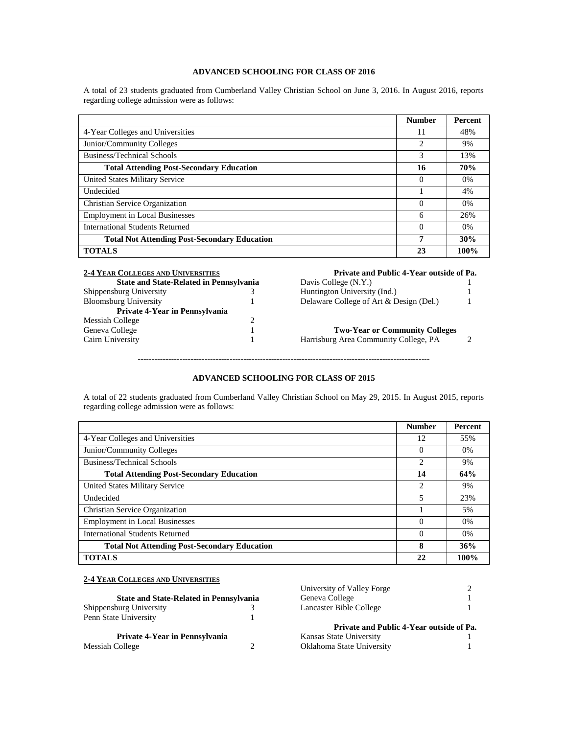## ADVANCED SCHOOLING FOR CLASS OF 2016

A total of 23 students graduated from Cumberland Valley Christian School on June 3, 2016. In August 2016, reports regarding college admission were as follows:

| | Number | Percent |
|---|---|---|
| 4-Year Colleges and Universities | 11 | 48% |
| Junior/Community Colleges | 2 | 9% |
| Business/Technical Schools | 3 | 13% |
| **Total Attending Post-Secondary Education** | **16** | **70%** |
| United States Military Service | 0 | 0% |
| Undecided | 1 | 4% |
| Christian Service Organization | 0 | 0% |
| Employment in Local Businesses | 6 | 26% |
| International Students Returned | 0 | 0% |
| **Total Not Attending Post-Secondary Education** | **7** | **30%** |
| **TOTALS** | **23** | **100%** |

**2-4 YEAR COLLEGES AND UNIVERSITIES**

**State and State-Related in Pennsylvania**

| | |
|---|---|
| Shippensburg University | 3 |
| Bloomsburg University | 1 |

**Private 4-Year in Pennsylvania**

| | |
|---|---|
| Messiah College | 2 |
| Geneva College | 1 |
| Cairn University | 1 |

**Private and Public 4-Year outside of Pa.**

| | |
|---|---|
| Davis College (N.Y.) | 1 |
| Huntington University (Ind.) | 1 |
| Delaware College of Art & Design (Del.) | 1 |

**Two-Year or Community Colleges**

| | |
|---|---|
| Harrisburg Area Community College, PA | 2 |

---

## ADVANCED SCHOOLING FOR CLASS OF 2015

A total of 22 students graduated from Cumberland Valley Christian School on May 29, 2015. In August 2015, reports regarding college admission were as follows:

| | Number | Percent |
|---|---|---|
| 4-Year Colleges and Universities | 12 | 55% |
| Junior/Community Colleges | 0 | 0% |
| Business/Technical Schools | 2 | 9% |
| **Total Attending Post-Secondary Education** | **14** | **64%** |
| United States Military Service | 2 | 9% |
| Undecided | 5 | 23% |
| Christian Service Organization | 1 | 5% |
| Employment in Local Businesses | 0 | 0% |
| International Students Returned | 0 | 0% |
| **Total Not Attending Post-Secondary Education** | **8** | **36%** |
| **TOTALS** | **22** | **100%** |

**2-4 YEAR COLLEGES AND UNIVERSITIES**

**State and State-Related in Pennsylvania**

| | |
|---|---|
| Shippensburg University | 3 |
| Penn State University | 1 |

**Private 4-Year in Pennsylvania**

| | |
|---|---|
| Messiah College | 2 |
| University of Valley Forge | 2 |
| Geneva College | 1 |
| Lancaster Bible College | 1 |

**Private and Public 4-Year outside of Pa.**

| | |
|---|---|
| Kansas State University | 1 |
| Oklahoma State University | 1 |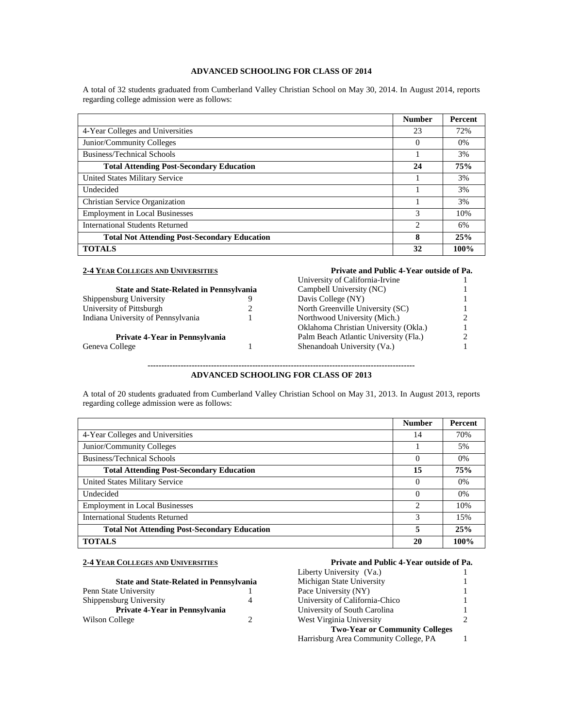## ADVANCED SCHOOLING FOR CLASS OF 2014

A total of 32 students graduated from Cumberland Valley Christian School on May 30, 2014. In August 2014, reports regarding college admission were as follows:

| | Number | Percent |
|---|---|---|
| 4-Year Colleges and Universities | 23 | 72% |
| Junior/Community Colleges | 0 | 0% |
| Business/Technical Schools | 1 | 3% |
| **Total Attending Post-Secondary Education** | **24** | **75%** |
| United States Military Service | 1 | 3% |
| Undecided | 1 | 3% |
| Christian Service Organization | 1 | 3% |
| Employment in Local Businesses | 3 | 10% |
| International Students Returned | 2 | 6% |
| **Total Not Attending Post-Secondary Education** | **8** | **25%** |
| **TOTALS** | **32** | **100%** |

**2-4 YEAR COLLEGES AND UNIVERSITIES**

**State and State-Related in Pennsylvania**

| | |
|---|---|
| Shippensburg University | 9 |
| University of Pittsburgh | 2 |
| Indiana University of Pennsylvania | 1 |

**Private 4-Year in Pennsylvania**

| | |
|---|---|
| Geneva College | 1 |

**Private and Public 4-Year outside of Pa.**

| | |
|---|---|
| University of California-Irvine | 1 |
| Campbell University (NC) | 1 |
| Davis College (NY) | 1 |
| North Greenville University (SC) | 1 |
| Northwood University (Mich.) | 2 |
| Oklahoma Christian University (Okla.) | 1 |
| Palm Beach Atlantic University (Fla.) | 2 |
| Shenandoah University (Va.) | 1 |

---

## ADVANCED SCHOOLING FOR CLASS OF 2013

A total of 20 students graduated from Cumberland Valley Christian School on May 31, 2013. In August 2013, reports regarding college admission were as follows:

| | Number | Percent |
|---|---|---|
| 4-Year Colleges and Universities | 14 | 70% |
| Junior/Community Colleges | 1 | 5% |
| Business/Technical Schools | 0 | 0% |
| **Total Attending Post-Secondary Education** | **15** | **75%** |
| United States Military Service | 0 | 0% |
| Undecided | 0 | 0% |
| Employment in Local Businesses | 2 | 10% |
| International Students Returned | 3 | 15% |
| **Total Not Attending Post-Secondary Education** | **5** | **25%** |
| **TOTALS** | **20** | **100%** |

**2-4 YEAR COLLEGES AND UNIVERSITIES**

**State and State-Related in Pennsylvania**

| | |
|---|---|
| Penn State University | 1 |
| Shippensburg University | 4 |

**Private 4-Year in Pennsylvania**

| | |
|---|---|
| Wilson College | 2 |

**Private and Public 4-Year outside of Pa.**

| | |
|---|---|
| Liberty University (Va.) | 1 |
| Michigan State University | 1 |
| Pace University (NY) | 1 |
| University of California-Chico | 1 |
| University of South Carolina | 1 |
| West Virginia University | 2 |

**Two-Year or Community Colleges**

| | |
|---|---|
| Harrisburg Area Community College, PA | 1 |